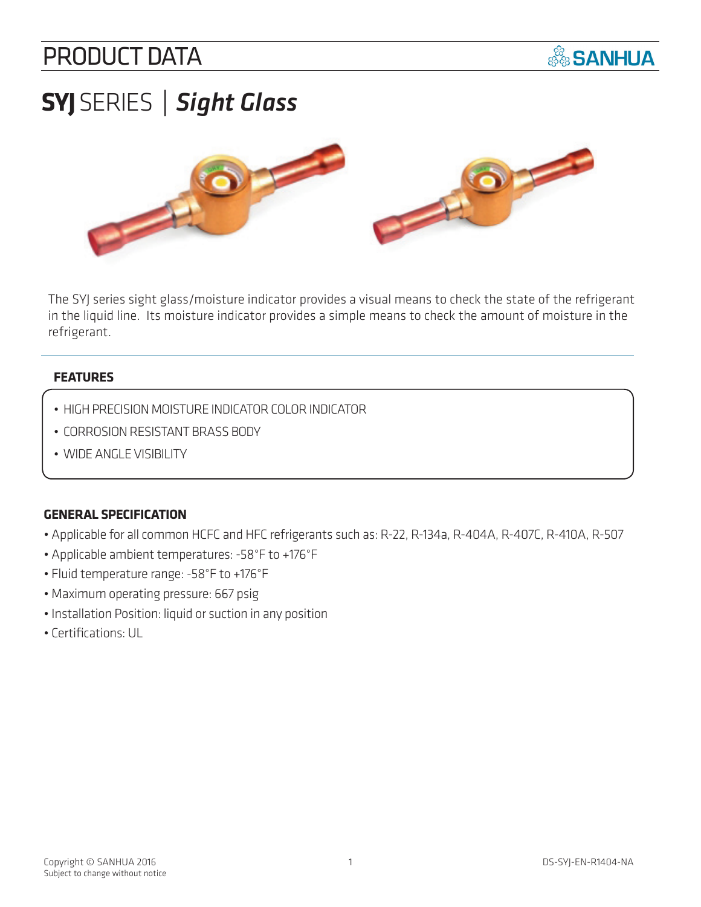# PRODUCT DATA

SANHUA

## **SYJ** SERIES | ***Sight Glass***

The SYJ series sight glass/moisture indicator provides a visual means to check the state of the refrigerant in the liquid line. Its moisture indicator provides a simple means to check the amount of moisture in the refrigerant.

### FEATURES

- HIGH PRECISION MOISTURE INDICATOR COLOR INDICATOR
- CORROSION RESISTANT BRASS BODY
- WIDE ANGLE VISIBILITY

### GENERAL SPECIFICATION

- Applicable for all common HCFC and HFC refrigerants such as: R-22, R-134a, R-404A, R-407C, R-410A, R-507
- Applicable ambient temperatures: -58°F to +176°F
- Fluid temperature range: -58°F to +176°F
- Maximum operating pressure: 667 psig
- Installation Position: liquid or suction in any position
- Certifications: UL

Copyright © SANHUA 2016
Subject to change without notice

DS-SYJ-EN-R1404-NA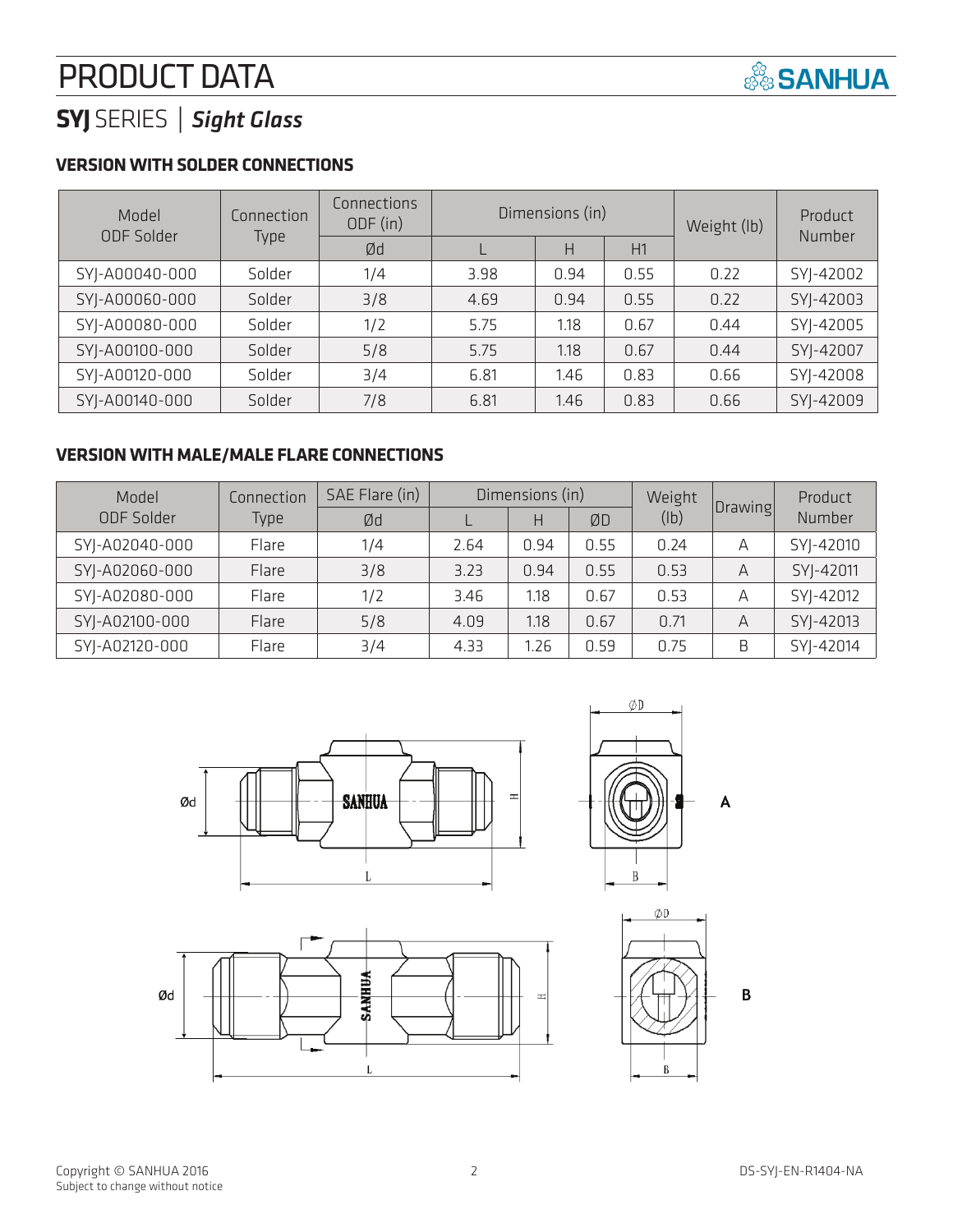# PRODUCT DATA

## **SYJ** SERIES | ***Sight Glass***

### VERSION WITH SOLDER CONNECTIONS

| Model ODF Solder | Connection Type | Connections ODF (in) | Dimensions (in) | | | Weight (lb) | Product Number |
|---|---|---|---|---|---|---|---|
| | | Ød | L | H | H1 | | |
| SYJ-A00040-000 | Solder | 1/4 | 3.98 | 0.94 | 0.55 | 0.22 | SYJ-42002 |
| SYJ-A00060-000 | Solder | 3/8 | 4.69 | 0.94 | 0.55 | 0.22 | SYJ-42003 |
| SYJ-A00080-000 | Solder | 1/2 | 5.75 | 1.18 | 0.67 | 0.44 | SYJ-42005 |
| SYJ-A00100-000 | Solder | 5/8 | 5.75 | 1.18 | 0.67 | 0.44 | SYJ-42007 |
| SYJ-A00120-000 | Solder | 3/4 | 6.81 | 1.46 | 0.83 | 0.66 | SYJ-42008 |
| SYJ-A00140-000 | Solder | 7/8 | 6.81 | 1.46 | 0.83 | 0.66 | SYJ-42009 |

### VERSION WITH MALE/MALE FLARE CONNECTIONS

| Model ODF Solder | Connection Type | SAE Flare (in) | Dimensions (in) | | | Weight (lb) | Drawing | Product Number |
|---|---|---|---|---|---|---|---|---|
| | | Ød | L | H | ØD | | | |
| SYJ-A02040-000 | Flare | 1/4 | 2.64 | 0.94 | 0.55 | 0.24 | A | SYJ-42010 |
| SYJ-A02060-000 | Flare | 3/8 | 3.23 | 0.94 | 0.55 | 0.53 | A | SYJ-42011 |
| SYJ-A02080-000 | Flare | 1/2 | 3.46 | 1.18 | 0.67 | 0.53 | A | SYJ-42012 |
| SYJ-A02100-000 | Flare | 5/8 | 4.09 | 1.18 | 0.67 | 0.71 | A | SYJ-42013 |
| SYJ-A02120-000 | Flare | 3/4 | 4.33 | 1.26 | 0.59 | 0.75 | B | SYJ-42014 |

Ød L H ØD B A

Ød L H ØD B B

Copyright © SANHUA 2016
Subject to change without notice

DS-SYJ-EN-R1404-NA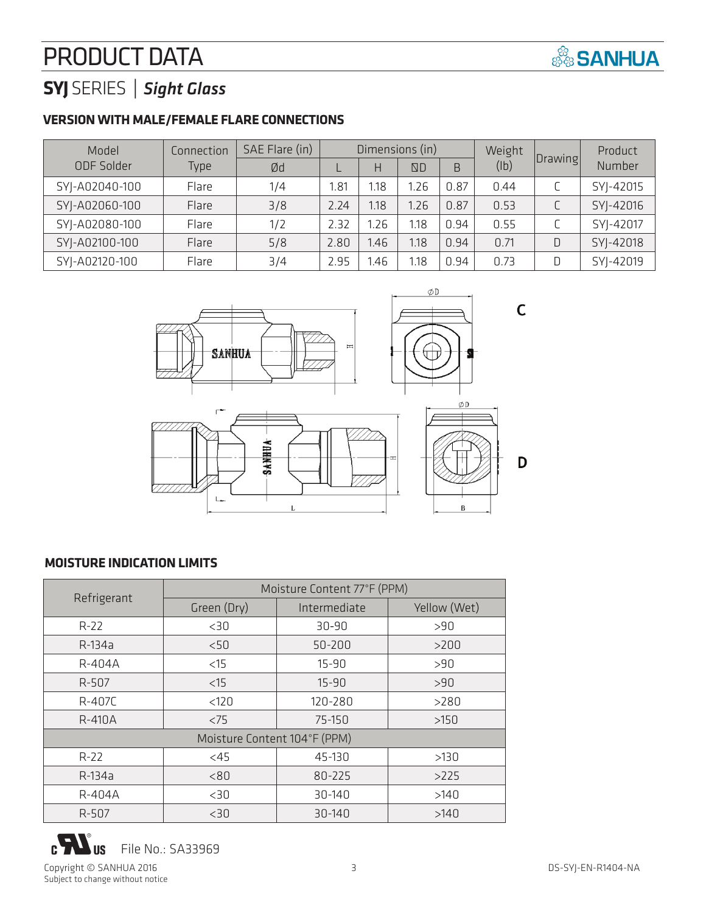# PRODUCT DATA

## **SYJ** SERIES | ***Sight Glass***

### VERSION WITH MALE/FEMALE FLARE CONNECTIONS

| Model ODF Solder | Connection Type | SAE Flare (in) | Dimensions (in) | | | | Weight (lb) | Drawing | Product Number |
|---|---|---|---|---|---|---|---|---|---|
| | | Ød | L | H | ØD | B | | | |
| SYJ-A02040-100 | Flare | 1/4 | 1.81 | 1.18 | 1.26 | 0.87 | 0.44 | C | SYJ-42015 |
| SYJ-A02060-100 | Flare | 3/8 | 2.24 | 1.18 | 1.26 | 0.87 | 0.53 | C | SYJ-42016 |
| SYJ-A02080-100 | Flare | 1/2 | 2.32 | 1.26 | 1.18 | 0.94 | 0.55 | C | SYJ-42017 |
| SYJ-A02100-100 | Flare | 5/8 | 2.80 | 1.46 | 1.18 | 0.94 | 0.71 | D | SYJ-42018 |
| SYJ-A02120-100 | Flare | 3/4 | 2.95 | 1.46 | 1.18 | 0.94 | 0.73 | D | SYJ-42019 |

C

D

### MOISTURE INDICATION LIMITS

| Refrigerant | Moisture Content 77°F (PPM) | | |
|---|---|---|---|
| | Green (Dry) | Intermediate | Yellow (Wet) |
| R-22 | <30 | 30-90 | >90 |
| R-134a | <50 | 50-200 | >200 |
| R-404A | <15 | 15-90 | >90 |
| R-507 | <15 | 15-90 | >90 |
| R-407C | <120 | 120-280 | >280 |
| R-410A | <75 | 75-150 | >150 |
| Moisture Content 104°F (PPM) | | | |
| R-22 | <45 | 45-130 | >130 |
| R-134a | <80 | 80-225 | >225 |
| R-404A | <30 | 30-140 | >140 |
| R-507 | <30 | 30-140 | >140 |

c UL us File No.: SA33969

Copyright © SANHUA 2016
Subject to change without notice

DS-SYJ-EN-R1404-NA